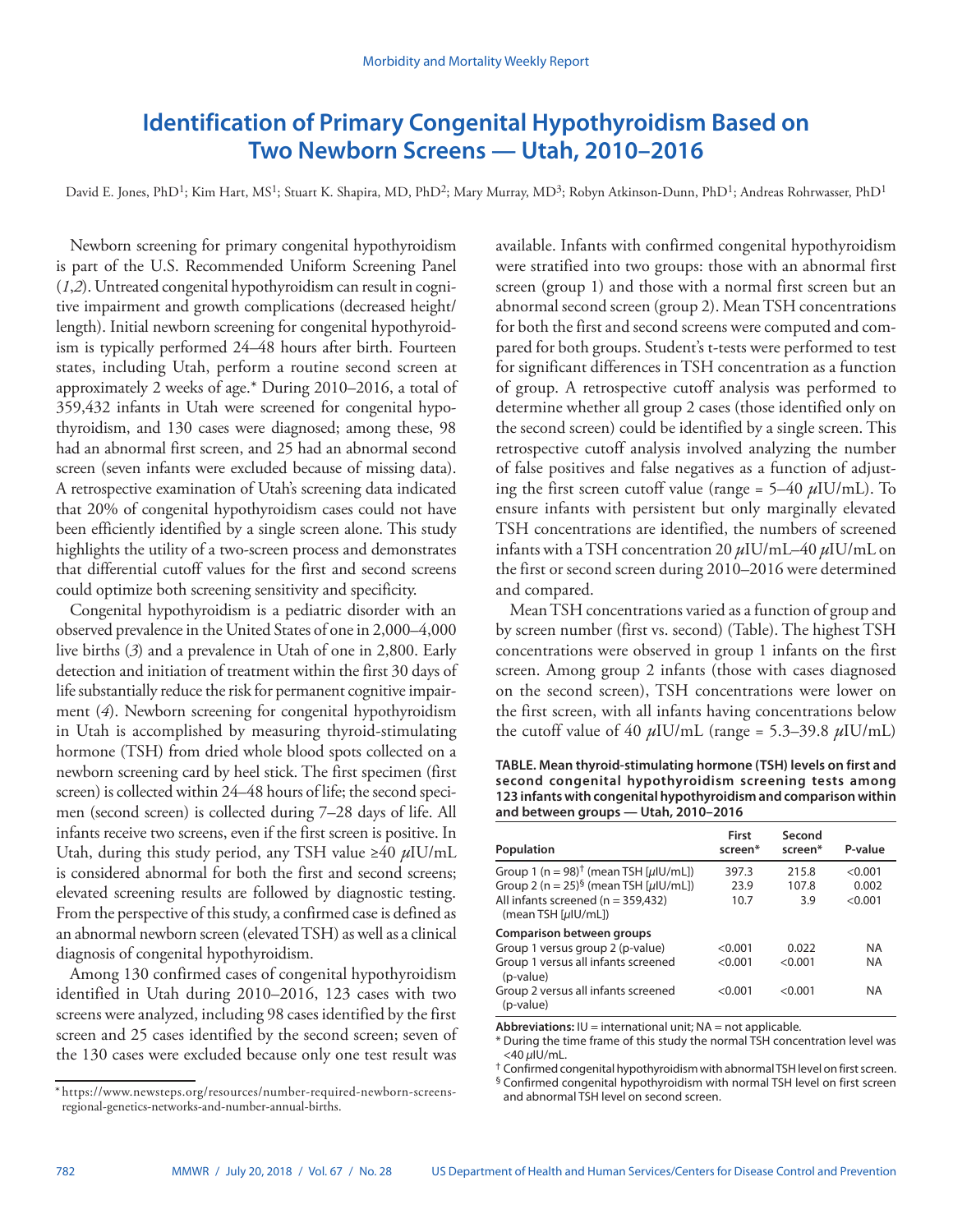# Identification of Primary Congenital Hypothyroidism Based on Two Newborn Screens — Utah, 2010–2016

David E. Jones, PhD[1]; Kim Hart, MS[1]; Stuart K. Shapira, MD, PhD[2]; Mary Murray, MD[3]; Robyn Atkinson-Dunn, PhD[1]; Andreas Rohrwasser, PhD[1]

Newborn screening for primary congenital hypothyroidism is part of the U.S. Recommended Uniform Screening Panel (*1*,*2*). Untreated congenital hypothyroidism can result in cognitive impairment and growth complications (decreased height/length). Initial newborn screening for congenital hypothyroidism is typically performed 24–48 hours after birth. Fourteen states, including Utah, perform a routine second screen at approximately 2 weeks of age.* During 2010–2016, a total of 359,432 infants in Utah were screened for congenital hypothyroidism, and 130 cases were diagnosed; among these, 98 had an abnormal first screen, and 25 had an abnormal second screen (seven infants were excluded because of missing data). A retrospective examination of Utah's screening data indicated that 20% of congenital hypothyroidism cases could not have been efficiently identified by a single screen alone. This study highlights the utility of a two-screen process and demonstrates that differential cutoff values for the first and second screens could optimize both screening sensitivity and specificity.

Congenital hypothyroidism is a pediatric disorder with an observed prevalence in the United States of one in 2,000–4,000 live births (*3*) and a prevalence in Utah of one in 2,800. Early detection and initiation of treatment within the first 30 days of life substantially reduce the risk for permanent cognitive impairment (*4*). Newborn screening for congenital hypothyroidism in Utah is accomplished by measuring thyroid-stimulating hormone (TSH) from dried whole blood spots collected on a newborn screening card by heel stick. The first specimen (first screen) is collected within 24–48 hours of life; the second specimen (second screen) is collected during 7–28 days of life. All infants receive two screens, even if the first screen is positive. In Utah, during this study period, any TSH value ≥40 *μ*IU/mL is considered abnormal for both the first and second screens; elevated screening results are followed by diagnostic testing. From the perspective of this study, a confirmed case is defined as an abnormal newborn screen (elevated TSH) as well as a clinical diagnosis of congenital hypothyroidism.

Among 130 confirmed cases of congenital hypothyroidism identified in Utah during 2010–2016, 123 cases with two screens were analyzed, including 98 cases identified by the first screen and 25 cases identified by the second screen; seven of the 130 cases were excluded because only one test result was available. Infants with confirmed congenital hypothyroidism were stratified into two groups: those with an abnormal first screen (group 1) and those with a normal first screen but an abnormal second screen (group 2). Mean TSH concentrations for both the first and second screens were computed and compared for both groups. Student's t-tests were performed to test for significant differences in TSH concentration as a function of group. A retrospective cutoff analysis was performed to determine whether all group 2 cases (those identified only on the second screen) could be identified by a single screen. This retrospective cutoff analysis involved analyzing the number of false positives and false negatives as a function of adjusting the first screen cutoff value (range = 5–40 *μ*IU/mL). To ensure infants with persistent but only marginally elevated TSH concentrations are identified, the numbers of screened infants with a TSH concentration 20 *μ*IU/mL–40 *μ*IU/mL on the first or second screen during 2010–2016 were determined and compared.

Mean TSH concentrations varied as a function of group and by screen number (first vs. second) (Table). The highest TSH concentrations were observed in group 1 infants on the first screen. Among group 2 infants (those with cases diagnosed on the second screen), TSH concentrations were lower on the first screen, with all infants having concentrations below the cutoff value of 40 *μ*IU/mL (range = 5.3–39.8 *μ*IU/mL)

**TABLE. Mean thyroid-stimulating hormone (TSH) levels on first and second congenital hypothyroidism screening tests among 123 infants with congenital hypothyroidism and comparison within and between groups — Utah, 2010–2016**

| Population | First screen* | Second screen* | P-value |
|---|---|---|---|
| Group 1 (n = 98)† (mean TSH [μIU/mL]) | 397.3 | 215.8 | <0.001 |
| Group 2 (n = 25)§ (mean TSH [μIU/mL]) | 23.9 | 107.8 | 0.002 |
| All infants screened (n = 359,432) (mean TSH [μIU/mL]) | 10.7 | 3.9 | <0.001 |
| **Comparison between groups** | | | |
| Group 1 versus group 2 (p-value) | <0.001 | 0.022 | NA |
| Group 1 versus all infants screened (p-value) | <0.001 | <0.001 | NA |
| Group 2 versus all infants screened (p-value) | <0.001 | <0.001 | NA |

**Abbreviations:** IU = international unit; NA = not applicable.

\* During the time frame of this study the normal TSH concentration level was <40 μIU/mL.

† Confirmed congenital hypothyroidism with abnormal TSH level on first screen.

§ Confirmed congenital hypothyroidism with normal TSH level on first screen and abnormal TSH level on second screen.

\* https://www.newsteps.org/resources/number-required-newborn-screens-regional-genetics-networks-and-number-annual-births.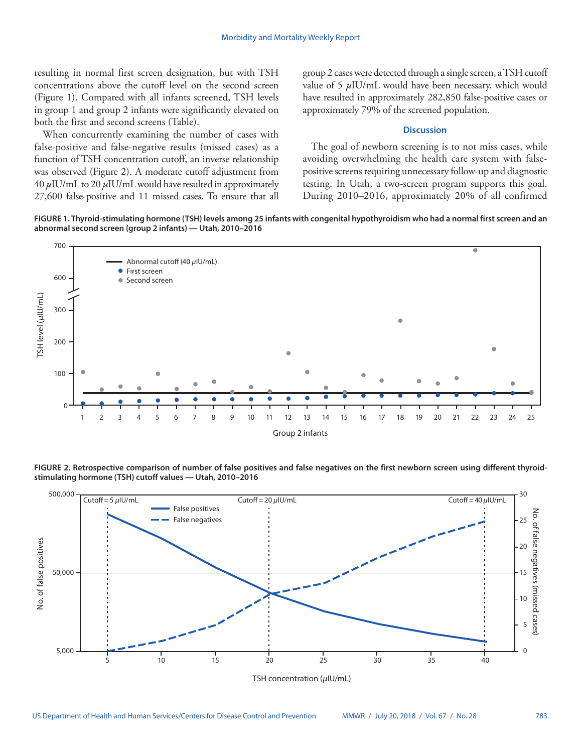resulting in normal first screen designation, but with TSH concentrations above the cutoff level on the second screen (Figure 1). Compared with all infants screened, TSH levels in group 1 and group 2 infants were significantly elevated on both the first and second screens (Table).

When concurrently examining the number of cases with false-positive and false-negative results (missed cases) as a function of TSH concentration cutoff, an inverse relationship was observed (Figure 2). A moderate cutoff adjustment from 40 $\mu$IU/mL to 20 $\mu$IU/mL would have resulted in approximately 27,600 false-positive and 11 missed cases. To ensure that all group 2 cases were detected through a single screen, a TSH cutoff value of 5 $\mu$IU/mL would have been necessary, which would have resulted in approximately 282,850 false-positive cases or approximately 79% of the screened population.

## Discussion

The goal of newborn screening is to not miss cases, while avoiding overwhelming the health care system with false-positive screens requiring unnecessary follow-up and diagnostic testing. In Utah, a two-screen program supports this goal. During 2010–2016, approximately 20% of all confirmed

**FIGURE 1. Thyroid-stimulating hormone (TSH) levels among 25 infants with congenital hypothyroidism who had a normal first screen and an abnormal second screen (group 2 infants) — Utah, 2010–2016**

**FIGURE 2. Retrospective comparison of number of false positives and false negatives on the first newborn screen using different thyroid-stimulating hormone (TSH) cutoff values — Utah, 2010–2016**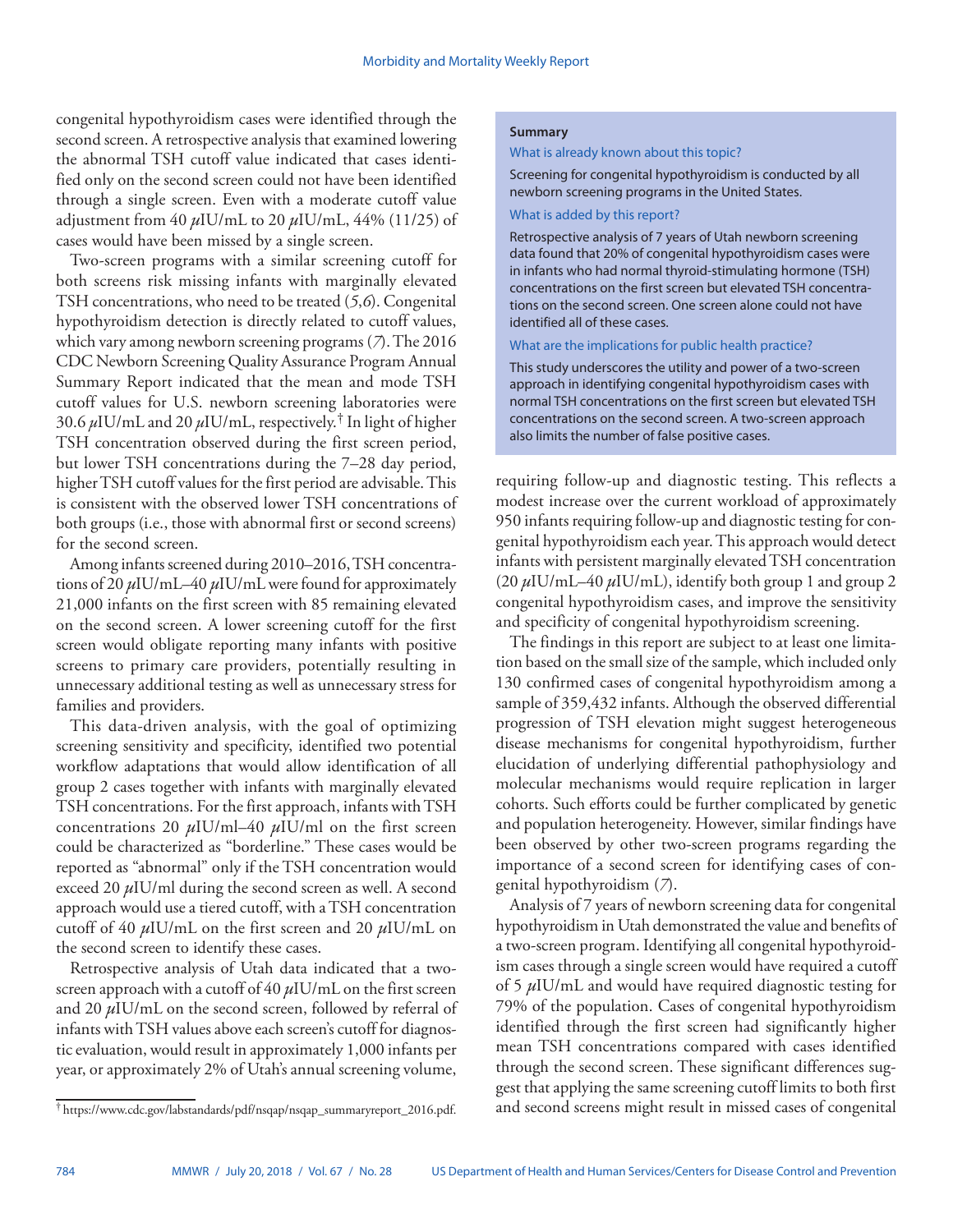congenital hypothyroidism cases were identified through the second screen. A retrospective analysis that examined lowering the abnormal TSH cutoff value indicated that cases identified only on the second screen could not have been identified through a single screen. Even with a moderate cutoff value adjustment from 40 $\mu$IU/mL to 20 $\mu$IU/mL, 44% (11/25) of cases would have been missed by a single screen.

Two-screen programs with a similar screening cutoff for both screens risk missing infants with marginally elevated TSH concentrations, who need to be treated (*5*,*6*). Congenital hypothyroidism detection is directly related to cutoff values, which vary among newborn screening programs (*7*). The 2016 CDC Newborn Screening Quality Assurance Program Annual Summary Report indicated that the mean and mode TSH cutoff values for U.S. newborn screening laboratories were 30.6 $\mu$IU/mL and 20 $\mu$IU/mL, respectively.[†] In light of higher TSH concentration observed during the first screen period, but lower TSH concentrations during the 7–28 day period, higher TSH cutoff values for the first period are advisable. This is consistent with the observed lower TSH concentrations of both groups (i.e., those with abnormal first or second screens) for the second screen.

Among infants screened during 2010–2016, TSH concentrations of 20 $\mu$IU/mL–40 $\mu$IU/mL were found for approximately 21,000 infants on the first screen with 85 remaining elevated on the second screen. A lower screening cutoff for the first screen would obligate reporting many infants with positive screens to primary care providers, potentially resulting in unnecessary additional testing as well as unnecessary stress for families and providers.

This data-driven analysis, with the goal of optimizing screening sensitivity and specificity, identified two potential workflow adaptations that would allow identification of all group 2 cases together with infants with marginally elevated TSH concentrations. For the first approach, infants with TSH concentrations 20 $\mu$IU/ml–40 $\mu$IU/ml on the first screen could be characterized as "borderline." These cases would be reported as "abnormal" only if the TSH concentration would exceed 20 $\mu$IU/ml during the second screen as well. A second approach would use a tiered cutoff, with a TSH concentration cutoff of 40 $\mu$IU/mL on the first screen and 20 $\mu$IU/mL on the second screen to identify these cases.

Retrospective analysis of Utah data indicated that a two-screen approach with a cutoff of 40 $\mu$IU/mL on the first screen and 20 $\mu$IU/mL on the second screen, followed by referral of infants with TSH values above each screen's cutoff for diagnostic evaluation, would result in approximately 1,000 infants per year, or approximately 2% of Utah's annual screening volume, requiring follow-up and diagnostic testing. This reflects a modest increase over the current workload of approximately 950 infants requiring follow-up and diagnostic testing for congenital hypothyroidism each year. This approach would detect infants with persistent marginally elevated TSH concentration (20 $\mu$IU/mL–40 $\mu$IU/mL), identify both group 1 and group 2 congenital hypothyroidism cases, and improve the sensitivity and specificity of congenital hypothyroidism screening.

The findings in this report are subject to at least one limitation based on the small size of the sample, which included only 130 confirmed cases of congenital hypothyroidism among a sample of 359,432 infants. Although the observed differential progression of TSH elevation might suggest heterogeneous disease mechanisms for congenital hypothyroidism, further elucidation of underlying differential pathophysiology and molecular mechanisms would require replication in larger cohorts. Such efforts could be further complicated by genetic and population heterogeneity. However, similar findings have been observed by other two-screen programs regarding the importance of a second screen for identifying cases of congenital hypothyroidism (*7*).

Analysis of 7 years of newborn screening data for congenital hypothyroidism in Utah demonstrated the value and benefits of a two-screen program. Identifying all congenital hypothyroidism cases through a single screen would have required a cutoff of 5 $\mu$IU/mL and would have required diagnostic testing for 79% of the population. Cases of congenital hypothyroidism identified through the first screen had significantly higher mean TSH concentrations compared with cases identified through the second screen. These significant differences suggest that applying the same screening cutoff limits to both first and second screens might result in missed cases of congenital

**Summary**

What is already known about this topic?

Screening for congenital hypothyroidism is conducted by all newborn screening programs in the United States.

What is added by this report?

Retrospective analysis of 7 years of Utah newborn screening data found that 20% of congenital hypothyroidism cases were in infants who had normal thyroid-stimulating hormone (TSH) concentrations on the first screen but elevated TSH concentrations on the second screen. One screen alone could not have identified all of these cases.

What are the implications for public health practice?

This study underscores the utility and power of a two-screen approach in identifying congenital hypothyroidism cases with normal TSH concentrations on the first screen but elevated TSH concentrations on the second screen. A two-screen approach also limits the number of false positive cases.

[†] https://www.cdc.gov/labstandards/pdf/nsqap/nsqap_summaryreport_2016.pdf.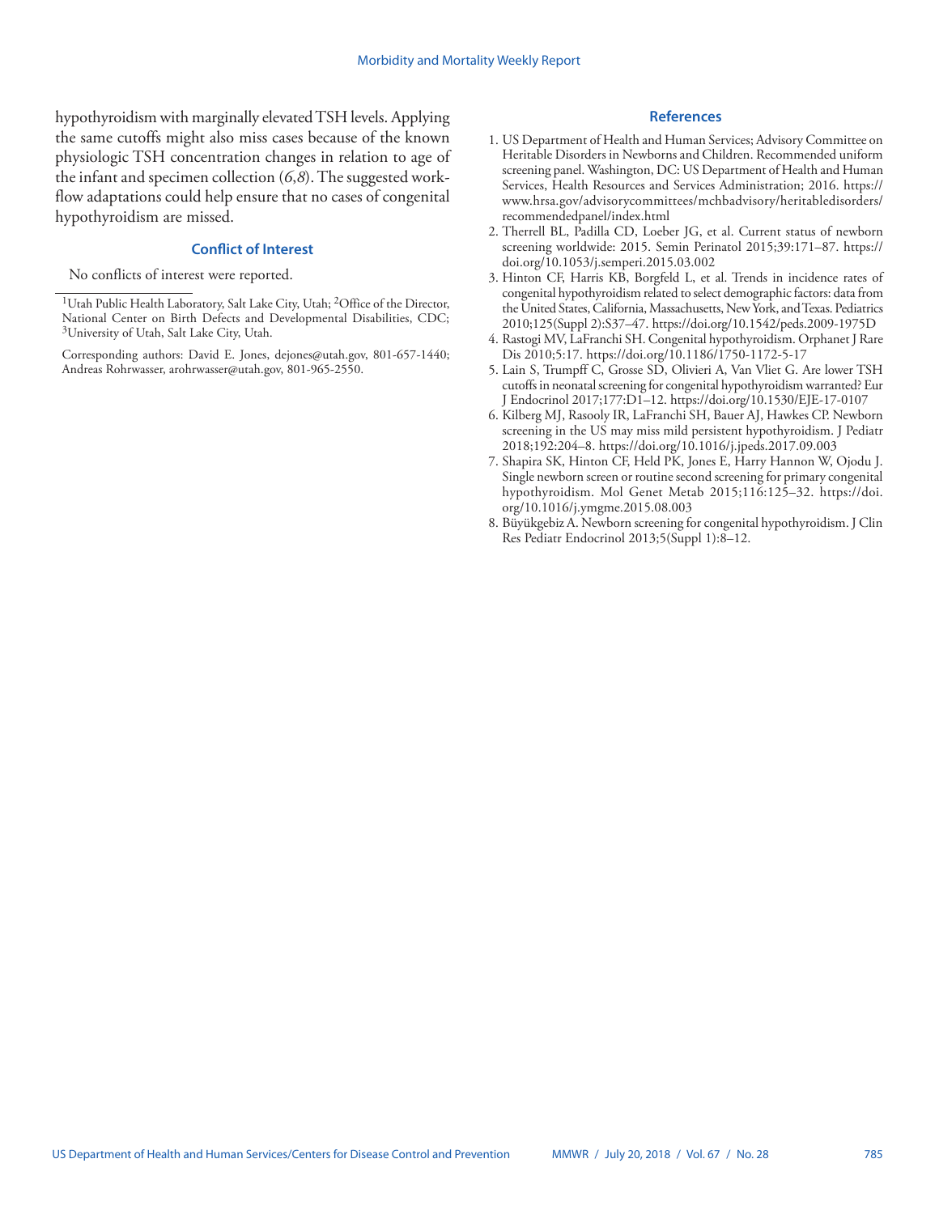hypothyroidism with marginally elevated TSH levels. Applying the same cutoffs might also miss cases because of the known physiologic TSH concentration changes in relation to age of the infant and specimen collection (*6*,*8*). The suggested workflow adaptations could help ensure that no cases of congenital hypothyroidism are missed.

## Conflict of Interest

No conflicts of interest were reported.

---

[1]Utah Public Health Laboratory, Salt Lake City, Utah; [2]Office of the Director, National Center on Birth Defects and Developmental Disabilities, CDC; [3]University of Utah, Salt Lake City, Utah.

Corresponding authors: David E. Jones, dejones@utah.gov, 801-657-1440; Andreas Rohrwasser, arohrwasser@utah.gov, 801-965-2550.

## References

1. US Department of Health and Human Services; Advisory Committee on Heritable Disorders in Newborns and Children. Recommended uniform screening panel. Washington, DC: US Department of Health and Human Services, Health Resources and Services Administration; 2016. https://www.hrsa.gov/advisorycommittees/mchbadvisory/heritabledisorders/recommendedpanel/index.html
2. Therrell BL, Padilla CD, Loeber JG, et al. Current status of newborn screening worldwide: 2015. Semin Perinatol 2015;39:171–87. https://doi.org/10.1053/j.semperi.2015.03.002
3. Hinton CF, Harris KB, Borgfeld L, et al. Trends in incidence rates of congenital hypothyroidism related to select demographic factors: data from the United States, California, Massachusetts, New York, and Texas. Pediatrics 2010;125(Suppl 2):S37–47. https://doi.org/10.1542/peds.2009-1975D
4. Rastogi MV, LaFranchi SH. Congenital hypothyroidism. Orphanet J Rare Dis 2010;5:17. https://doi.org/10.1186/1750-1172-5-17
5. Lain S, Trumpff C, Grosse SD, Olivieri A, Van Vliet G. Are lower TSH cutoffs in neonatal screening for congenital hypothyroidism warranted? Eur J Endocrinol 2017;177:D1–12. https://doi.org/10.1530/EJE-17-0107
6. Kilberg MJ, Rasooly IR, LaFranchi SH, Bauer AJ, Hawkes CP. Newborn screening in the US may miss mild persistent hypothyroidism. J Pediatr 2018;192:204–8. https://doi.org/10.1016/j.jpeds.2017.09.003
7. Shapira SK, Hinton CF, Held PK, Jones E, Harry Hannon W, Ojodu J. Single newborn screen or routine second screening for primary congenital hypothyroidism. Mol Genet Metab 2015;116:125–32. https://doi.org/10.1016/j.ymgme.2015.08.003
8. Büyükgebiz A. Newborn screening for congenital hypothyroidism. J Clin Res Pediatr Endocrinol 2013;5(Suppl 1):8–12.